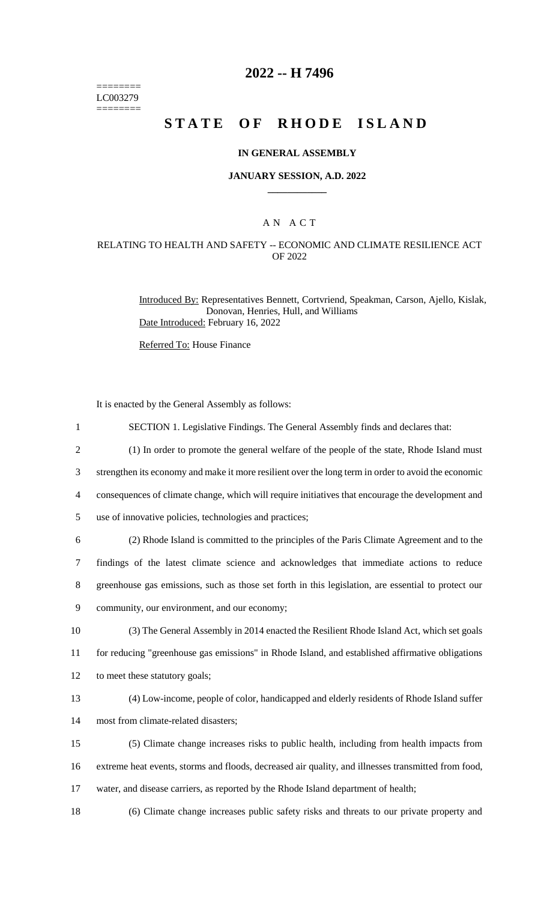========
LC003279
========

# 2022 -- H 7496

# STATE OF RHODE ISLAND

### IN GENERAL ASSEMBLY

### JANUARY SESSION, A.D. 2022

---

A N A C T

RELATING TO HEALTH AND SAFETY -- ECONOMIC AND CLIMATE RESILIENCE ACT OF 2022

Introduced By: Representatives Bennett, Cortvriend, Speakman, Carson, Ajello, Kislak, Donovan, Henries, Hull, and Williams

Date Introduced: February 16, 2022

Referred To: House Finance

It is enacted by the General Assembly as follows:

1 SECTION 1. Legislative Findings. The General Assembly finds and declares that:

2 (1) In order to promote the general welfare of the people of the state, Rhode Island must
3 strengthen its economy and make it more resilient over the long term in order to avoid the economic
4 consequences of climate change, which will require initiatives that encourage the development and
5 use of innovative policies, technologies and practices;

6 (2) Rhode Island is committed to the principles of the Paris Climate Agreement and to the
7 findings of the latest climate science and acknowledges that immediate actions to reduce
8 greenhouse gas emissions, such as those set forth in this legislation, are essential to protect our
9 community, our environment, and our economy;

10 (3) The General Assembly in 2014 enacted the Resilient Rhode Island Act, which set goals
11 for reducing "greenhouse gas emissions" in Rhode Island, and established affirmative obligations
12 to meet these statutory goals;

13 (4) Low-income, people of color, handicapped and elderly residents of Rhode Island suffer
14 most from climate-related disasters;

15 (5) Climate change increases risks to public health, including from health impacts from
16 extreme heat events, storms and floods, decreased air quality, and illnesses transmitted from food,
17 water, and disease carriers, as reported by the Rhode Island department of health;

18 (6) Climate change increases public safety risks and threats to our private property and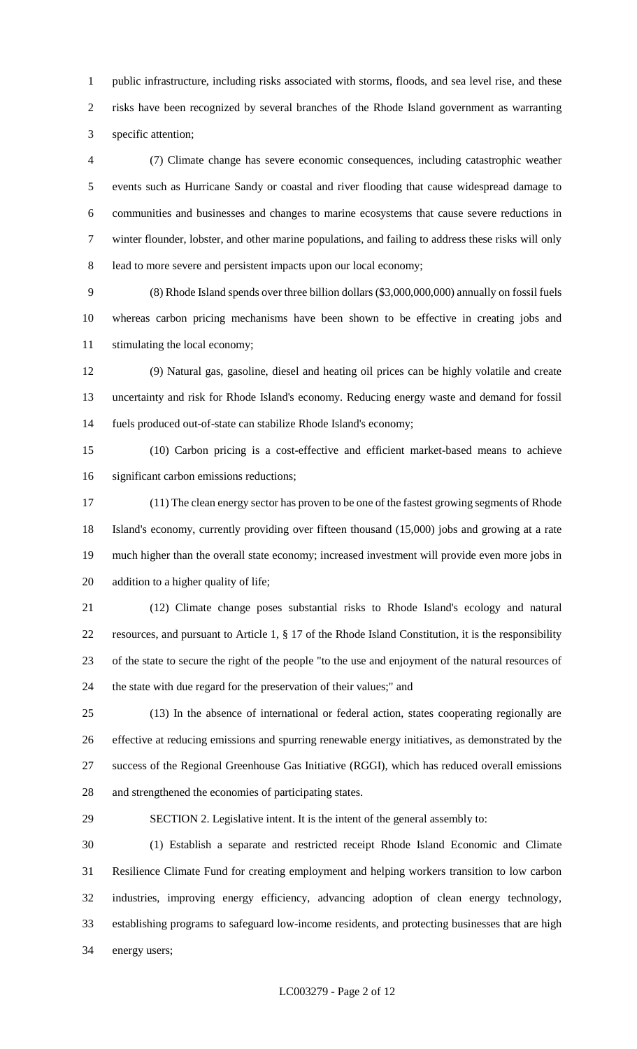public infrastructure, including risks associated with storms, floods, and sea level rise, and these risks have been recognized by several branches of the Rhode Island government as warranting specific attention;

(7) Climate change has severe economic consequences, including catastrophic weather events such as Hurricane Sandy or coastal and river flooding that cause widespread damage to communities and businesses and changes to marine ecosystems that cause severe reductions in winter flounder, lobster, and other marine populations, and failing to address these risks will only lead to more severe and persistent impacts upon our local economy;

(8) Rhode Island spends over three billion dollars ($3,000,000,000) annually on fossil fuels whereas carbon pricing mechanisms have been shown to be effective in creating jobs and stimulating the local economy;

(9) Natural gas, gasoline, diesel and heating oil prices can be highly volatile and create uncertainty and risk for Rhode Island's economy. Reducing energy waste and demand for fossil fuels produced out-of-state can stabilize Rhode Island's economy;

(10) Carbon pricing is a cost-effective and efficient market-based means to achieve significant carbon emissions reductions;

(11) The clean energy sector has proven to be one of the fastest growing segments of Rhode Island's economy, currently providing over fifteen thousand (15,000) jobs and growing at a rate much higher than the overall state economy; increased investment will provide even more jobs in addition to a higher quality of life;

(12) Climate change poses substantial risks to Rhode Island's ecology and natural resources, and pursuant to Article 1, § 17 of the Rhode Island Constitution, it is the responsibility of the state to secure the right of the people "to the use and enjoyment of the natural resources of the state with due regard for the preservation of their values;" and

(13) In the absence of international or federal action, states cooperating regionally are effective at reducing emissions and spurring renewable energy initiatives, as demonstrated by the success of the Regional Greenhouse Gas Initiative (RGGI), which has reduced overall emissions and strengthened the economies of participating states.

SECTION 2. Legislative intent. It is the intent of the general assembly to:

(1) Establish a separate and restricted receipt Rhode Island Economic and Climate Resilience Climate Fund for creating employment and helping workers transition to low carbon industries, improving energy efficiency, advancing adoption of clean energy technology, establishing programs to safeguard low-income residents, and protecting businesses that are high energy users;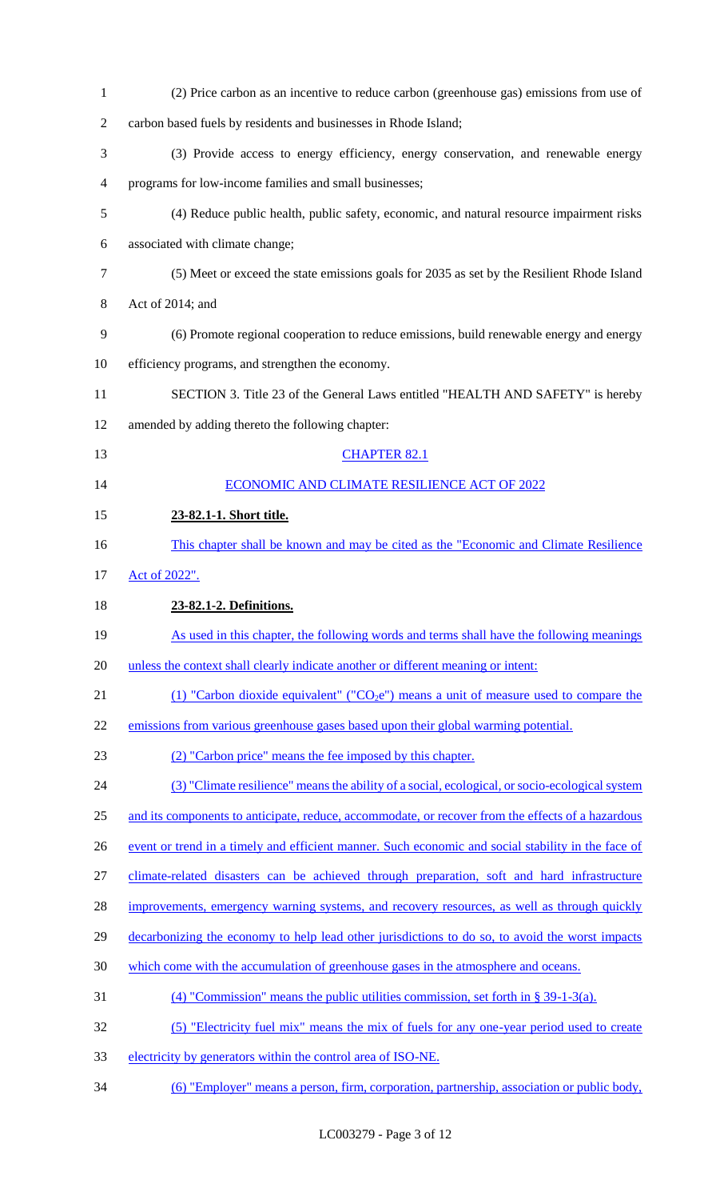(2) Price carbon as an incentive to reduce carbon (greenhouse gas) emissions from use of carbon based fuels by residents and businesses in Rhode Island;

(3) Provide access to energy efficiency, energy conservation, and renewable energy programs for low-income families and small businesses;

(4) Reduce public health, public safety, economic, and natural resource impairment risks associated with climate change;

(5) Meet or exceed the state emissions goals for 2035 as set by the Resilient Rhode Island Act of 2014; and

(6) Promote regional cooperation to reduce emissions, build renewable energy and energy efficiency programs, and strengthen the economy.

SECTION 3. Title 23 of the General Laws entitled "HEALTH AND SAFETY" is hereby amended by adding thereto the following chapter:

CHAPTER 82.1

ECONOMIC AND CLIMATE RESILIENCE ACT OF 2022

**23-82.1-1. Short title.**

This chapter shall be known and may be cited as the "Economic and Climate Resilience Act of 2022".

**23-82.1-2. Definitions.**

As used in this chapter, the following words and terms shall have the following meanings unless the context shall clearly indicate another or different meaning or intent:

(1) "Carbon dioxide equivalent" ("$CO_2e$") means a unit of measure used to compare the emissions from various greenhouse gases based upon their global warming potential.

(2) "Carbon price" means the fee imposed by this chapter.

(3) "Climate resilience" means the ability of a social, ecological, or socio-ecological system and its components to anticipate, reduce, accommodate, or recover from the effects of a hazardous event or trend in a timely and efficient manner. Such economic and social stability in the face of climate-related disasters can be achieved through preparation, soft and hard infrastructure improvements, emergency warning systems, and recovery resources, as well as through quickly decarbonizing the economy to help lead other jurisdictions to do so, to avoid the worst impacts which come with the accumulation of greenhouse gases in the atmosphere and oceans.

(4) "Commission" means the public utilities commission, set forth in § 39-1-3(a).

(5) "Electricity fuel mix" means the mix of fuels for any one-year period used to create electricity by generators within the control area of ISO-NE.

(6) "Employer" means a person, firm, corporation, partnership, association or public body,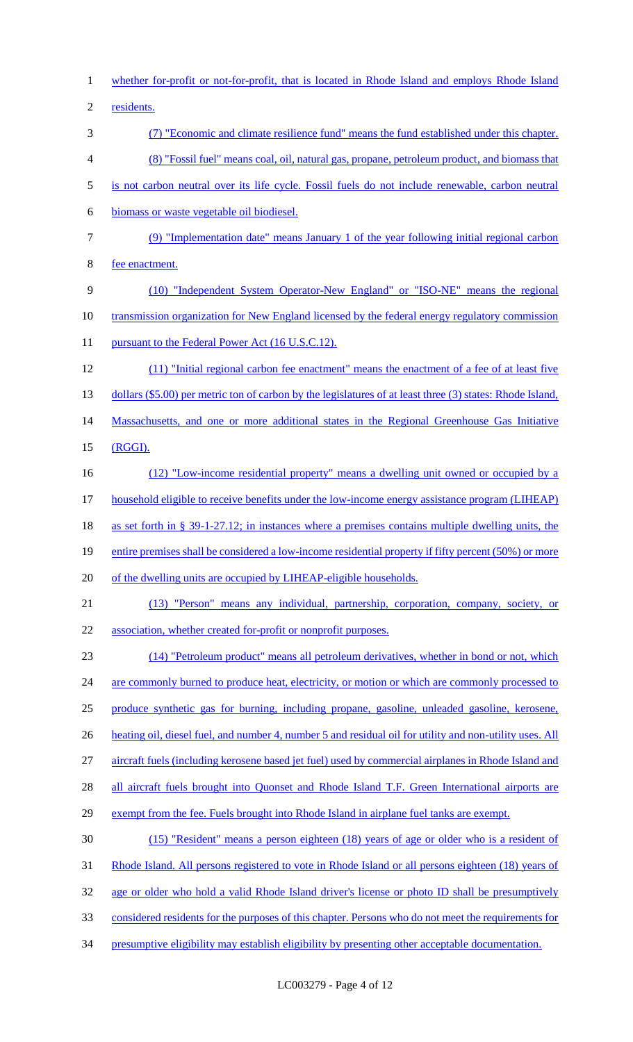whether for-profit or not-for-profit, that is located in Rhode Island and employs Rhode Island residents.

(7) "Economic and climate resilience fund" means the fund established under this chapter.

(8) "Fossil fuel" means coal, oil, natural gas, propane, petroleum product, and biomass that is not carbon neutral over its life cycle. Fossil fuels do not include renewable, carbon neutral biomass or waste vegetable oil biodiesel.

(9) "Implementation date" means January 1 of the year following initial regional carbon fee enactment.

(10) "Independent System Operator-New England" or "ISO-NE" means the regional transmission organization for New England licensed by the federal energy regulatory commission pursuant to the Federal Power Act (16 U.S.C.12).

(11) "Initial regional carbon fee enactment" means the enactment of a fee of at least five dollars ($5.00) per metric ton of carbon by the legislatures of at least three (3) states: Rhode Island, Massachusetts, and one or more additional states in the Regional Greenhouse Gas Initiative (RGGI).

(12) "Low-income residential property" means a dwelling unit owned or occupied by a household eligible to receive benefits under the low-income energy assistance program (LIHEAP) as set forth in § 39-1-27.12; in instances where a premises contains multiple dwelling units, the entire premises shall be considered a low-income residential property if fifty percent (50%) or more of the dwelling units are occupied by LIHEAP-eligible households.

(13) "Person" means any individual, partnership, corporation, company, society, or association, whether created for-profit or nonprofit purposes.

(14) "Petroleum product" means all petroleum derivatives, whether in bond or not, which are commonly burned to produce heat, electricity, or motion or which are commonly processed to produce synthetic gas for burning, including propane, gasoline, unleaded gasoline, kerosene, heating oil, diesel fuel, and number 4, number 5 and residual oil for utility and non-utility uses. All aircraft fuels (including kerosene based jet fuel) used by commercial airplanes in Rhode Island and all aircraft fuels brought into Quonset and Rhode Island T.F. Green International airports are exempt from the fee. Fuels brought into Rhode Island in airplane fuel tanks are exempt.

(15) "Resident" means a person eighteen (18) years of age or older who is a resident of Rhode Island. All persons registered to vote in Rhode Island or all persons eighteen (18) years of age or older who hold a valid Rhode Island driver's license or photo ID shall be presumptively considered residents for the purposes of this chapter. Persons who do not meet the requirements for presumptive eligibility may establish eligibility by presenting other acceptable documentation.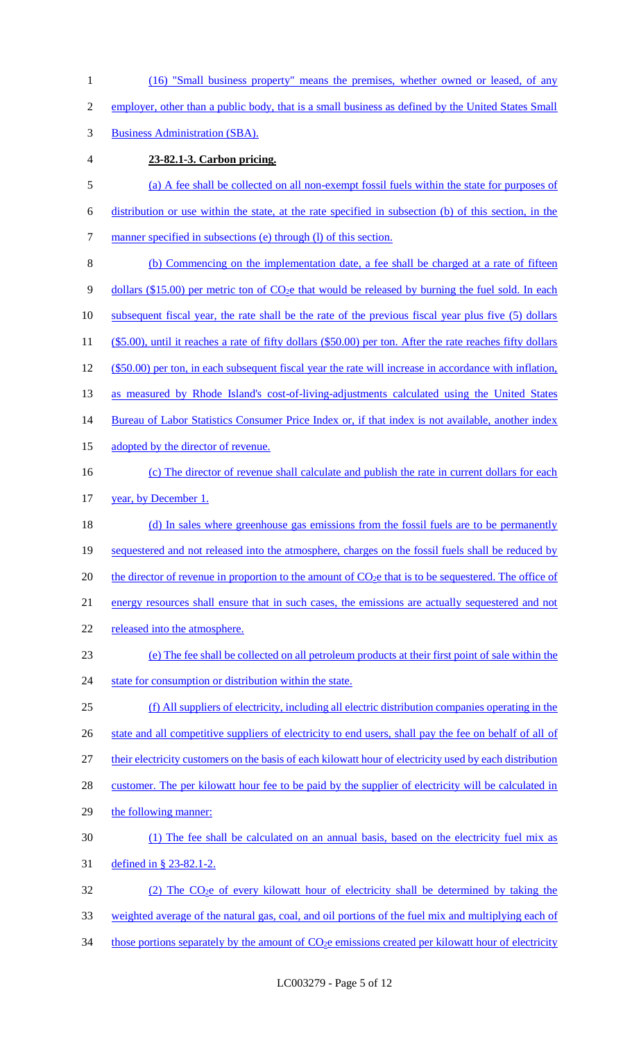(16) "Small business property" means the premises, whether owned or leased, of any employer, other than a public body, that is a small business as defined by the United States Small Business Administration (SBA).

**23-82.1-3. Carbon pricing.**

(a) A fee shall be collected on all non-exempt fossil fuels within the state for purposes of distribution or use within the state, at the rate specified in subsection (b) of this section, in the manner specified in subsections (e) through (l) of this section.

(b) Commencing on the implementation date, a fee shall be charged at a rate of fifteen dollars ($15.00) per metric ton of $CO_2e$ that would be released by burning the fuel sold. In each subsequent fiscal year, the rate shall be the rate of the previous fiscal year plus five (5) dollars ($5.00), until it reaches a rate of fifty dollars ($50.00) per ton. After the rate reaches fifty dollars ($50.00) per ton, in each subsequent fiscal year the rate will increase in accordance with inflation, as measured by Rhode Island's cost-of-living-adjustments calculated using the United States Bureau of Labor Statistics Consumer Price Index or, if that index is not available, another index adopted by the director of revenue.

(c) The director of revenue shall calculate and publish the rate in current dollars for each year, by December 1.

(d) In sales where greenhouse gas emissions from the fossil fuels are to be permanently sequestered and not released into the atmosphere, charges on the fossil fuels shall be reduced by the director of revenue in proportion to the amount of $CO_2e$ that is to be sequestered. The office of energy resources shall ensure that in such cases, the emissions are actually sequestered and not released into the atmosphere.

(e) The fee shall be collected on all petroleum products at their first point of sale within the state for consumption or distribution within the state.

(f) All suppliers of electricity, including all electric distribution companies operating in the state and all competitive suppliers of electricity to end users, shall pay the fee on behalf of all of their electricity customers on the basis of each kilowatt hour of electricity used by each distribution customer. The per kilowatt hour fee to be paid by the supplier of electricity will be calculated in the following manner:

(1) The fee shall be calculated on an annual basis, based on the electricity fuel mix as defined in § 23-82.1-2.

(2) The $CO_2e$ of every kilowatt hour of electricity shall be determined by taking the weighted average of the natural gas, coal, and oil portions of the fuel mix and multiplying each of those portions separately by the amount of $CO_2e$ emissions created per kilowatt hour of electricity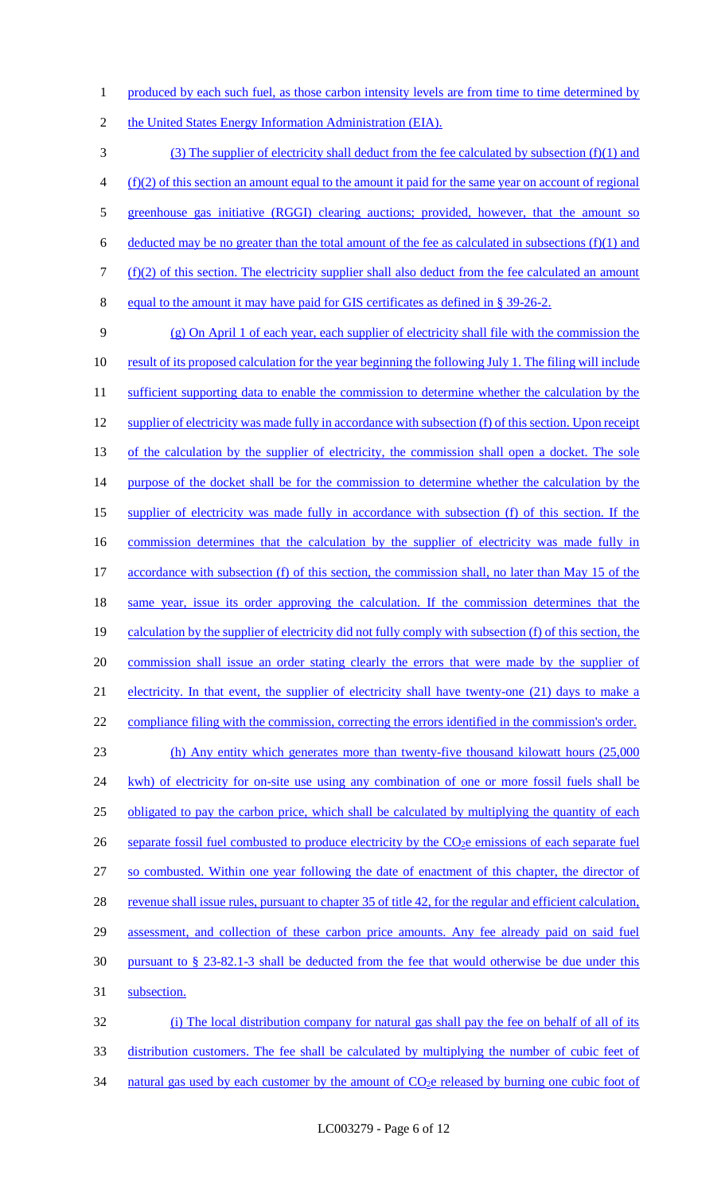produced by each such fuel, as those carbon intensity levels are from time to time determined by the United States Energy Information Administration (EIA).

(3) The supplier of electricity shall deduct from the fee calculated by subsection (f)(1) and (f)(2) of this section an amount equal to the amount it paid for the same year on account of regional greenhouse gas initiative (RGGI) clearing auctions; provided, however, that the amount so deducted may be no greater than the total amount of the fee as calculated in subsections (f)(1) and (f)(2) of this section. The electricity supplier shall also deduct from the fee calculated an amount equal to the amount it may have paid for GIS certificates as defined in § 39-26-2.

(g) On April 1 of each year, each supplier of electricity shall file with the commission the result of its proposed calculation for the year beginning the following July 1. The filing will include sufficient supporting data to enable the commission to determine whether the calculation by the supplier of electricity was made fully in accordance with subsection (f) of this section. Upon receipt of the calculation by the supplier of electricity, the commission shall open a docket. The sole purpose of the docket shall be for the commission to determine whether the calculation by the supplier of electricity was made fully in accordance with subsection (f) of this section. If the commission determines that the calculation by the supplier of electricity was made fully in accordance with subsection (f) of this section, the commission shall, no later than May 15 of the same year, issue its order approving the calculation. If the commission determines that the calculation by the supplier of electricity did not fully comply with subsection (f) of this section, the commission shall issue an order stating clearly the errors that were made by the supplier of electricity. In that event, the supplier of electricity shall have twenty-one (21) days to make a compliance filing with the commission, correcting the errors identified in the commission's order.

(h) Any entity which generates more than twenty-five thousand kilowatt hours (25,000 kwh) of electricity for on-site use using any combination of one or more fossil fuels shall be obligated to pay the carbon price, which shall be calculated by multiplying the quantity of each separate fossil fuel combusted to produce electricity by the $CO_2e$ emissions of each separate fuel so combusted. Within one year following the date of enactment of this chapter, the director of revenue shall issue rules, pursuant to chapter 35 of title 42, for the regular and efficient calculation, assessment, and collection of these carbon price amounts. Any fee already paid on said fuel pursuant to § 23-82.1-3 shall be deducted from the fee that would otherwise be due under this subsection.

(i) The local distribution company for natural gas shall pay the fee on behalf of all of its distribution customers. The fee shall be calculated by multiplying the number of cubic feet of natural gas used by each customer by the amount of $CO_2e$ released by burning one cubic foot of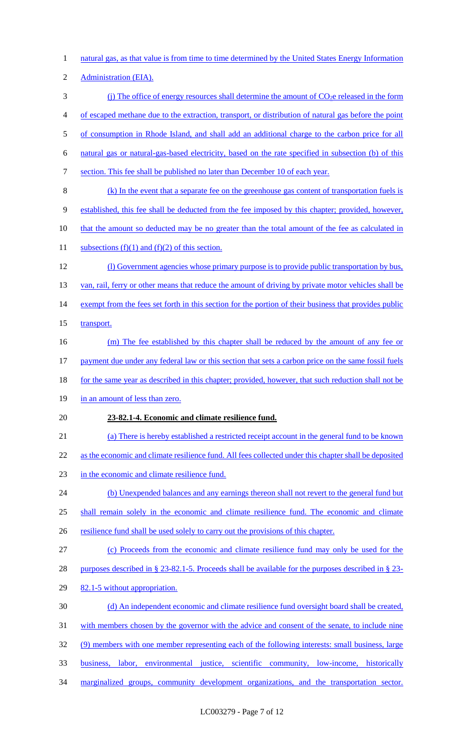natural gas, as that value is from time to time determined by the United States Energy Information Administration (EIA).

(j) The office of energy resources shall determine the amount of $CO_2e$ released in the form of escaped methane due to the extraction, transport, or distribution of natural gas before the point of consumption in Rhode Island, and shall add an additional charge to the carbon price for all natural gas or natural-gas-based electricity, based on the rate specified in subsection (b) of this section. This fee shall be published no later than December 10 of each year.

(k) In the event that a separate fee on the greenhouse gas content of transportation fuels is established, this fee shall be deducted from the fee imposed by this chapter; provided, however, that the amount so deducted may be no greater than the total amount of the fee as calculated in subsections (f)(1) and (f)(2) of this section.

(l) Government agencies whose primary purpose is to provide public transportation by bus, van, rail, ferry or other means that reduce the amount of driving by private motor vehicles shall be exempt from the fees set forth in this section for the portion of their business that provides public transport.

(m) The fee established by this chapter shall be reduced by the amount of any fee or payment due under any federal law or this section that sets a carbon price on the same fossil fuels for the same year as described in this chapter; provided, however, that such reduction shall not be in an amount of less than zero.

**23-82.1-4. Economic and climate resilience fund.**

(a) There is hereby established a restricted receipt account in the general fund to be known as the economic and climate resilience fund. All fees collected under this chapter shall be deposited in the economic and climate resilience fund.

(b) Unexpended balances and any earnings thereon shall not revert to the general fund but shall remain solely in the economic and climate resilience fund. The economic and climate resilience fund shall be used solely to carry out the provisions of this chapter.

(c) Proceeds from the economic and climate resilience fund may only be used for the purposes described in § 23-82.1-5. Proceeds shall be available for the purposes described in § 23-82.1-5 without appropriation.

(d) An independent economic and climate resilience fund oversight board shall be created, with members chosen by the governor with the advice and consent of the senate, to include nine (9) members with one member representing each of the following interests: small business, large business, labor, environmental justice, scientific community, low-income, historically marginalized groups, community development organizations, and the transportation sector.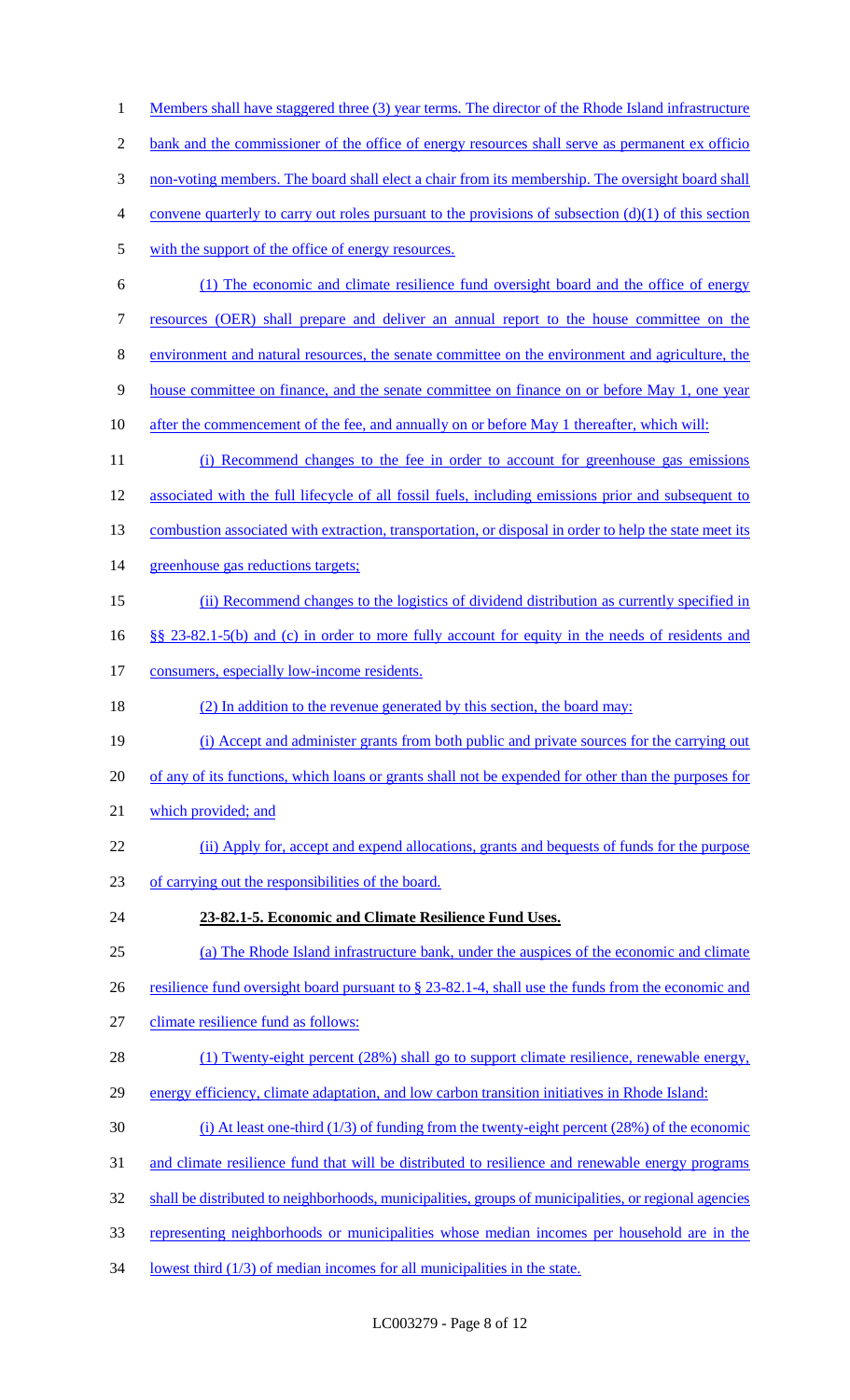Members shall have staggered three (3) year terms. The director of the Rhode Island infrastructure bank and the commissioner of the office of energy resources shall serve as permanent ex officio non-voting members. The board shall elect a chair from its membership. The oversight board shall convene quarterly to carry out roles pursuant to the provisions of subsection (d)(1) of this section with the support of the office of energy resources.

(1) The economic and climate resilience fund oversight board and the office of energy resources (OER) shall prepare and deliver an annual report to the house committee on the environment and natural resources, the senate committee on the environment and agriculture, the house committee on finance, and the senate committee on finance on or before May 1, one year after the commencement of the fee, and annually on or before May 1 thereafter, which will:

(i) Recommend changes to the fee in order to account for greenhouse gas emissions associated with the full lifecycle of all fossil fuels, including emissions prior and subsequent to combustion associated with extraction, transportation, or disposal in order to help the state meet its greenhouse gas reductions targets;

(ii) Recommend changes to the logistics of dividend distribution as currently specified in §§ 23-82.1-5(b) and (c) in order to more fully account for equity in the needs of residents and consumers, especially low-income residents.

(2) In addition to the revenue generated by this section, the board may:

(i) Accept and administer grants from both public and private sources for the carrying out of any of its functions, which loans or grants shall not be expended for other than the purposes for which provided; and

(ii) Apply for, accept and expend allocations, grants and bequests of funds for the purpose of carrying out the responsibilities of the board.

**23-82.1-5. Economic and Climate Resilience Fund Uses.**

(a) The Rhode Island infrastructure bank, under the auspices of the economic and climate resilience fund oversight board pursuant to § 23-82.1-4, shall use the funds from the economic and climate resilience fund as follows:

(1) Twenty-eight percent (28%) shall go to support climate resilience, renewable energy, energy efficiency, climate adaptation, and low carbon transition initiatives in Rhode Island:

(i) At least one-third (1/3) of funding from the twenty-eight percent (28%) of the economic and climate resilience fund that will be distributed to resilience and renewable energy programs shall be distributed to neighborhoods, municipalities, groups of municipalities, or regional agencies representing neighborhoods or municipalities whose median incomes per household are in the lowest third (1/3) of median incomes for all municipalities in the state.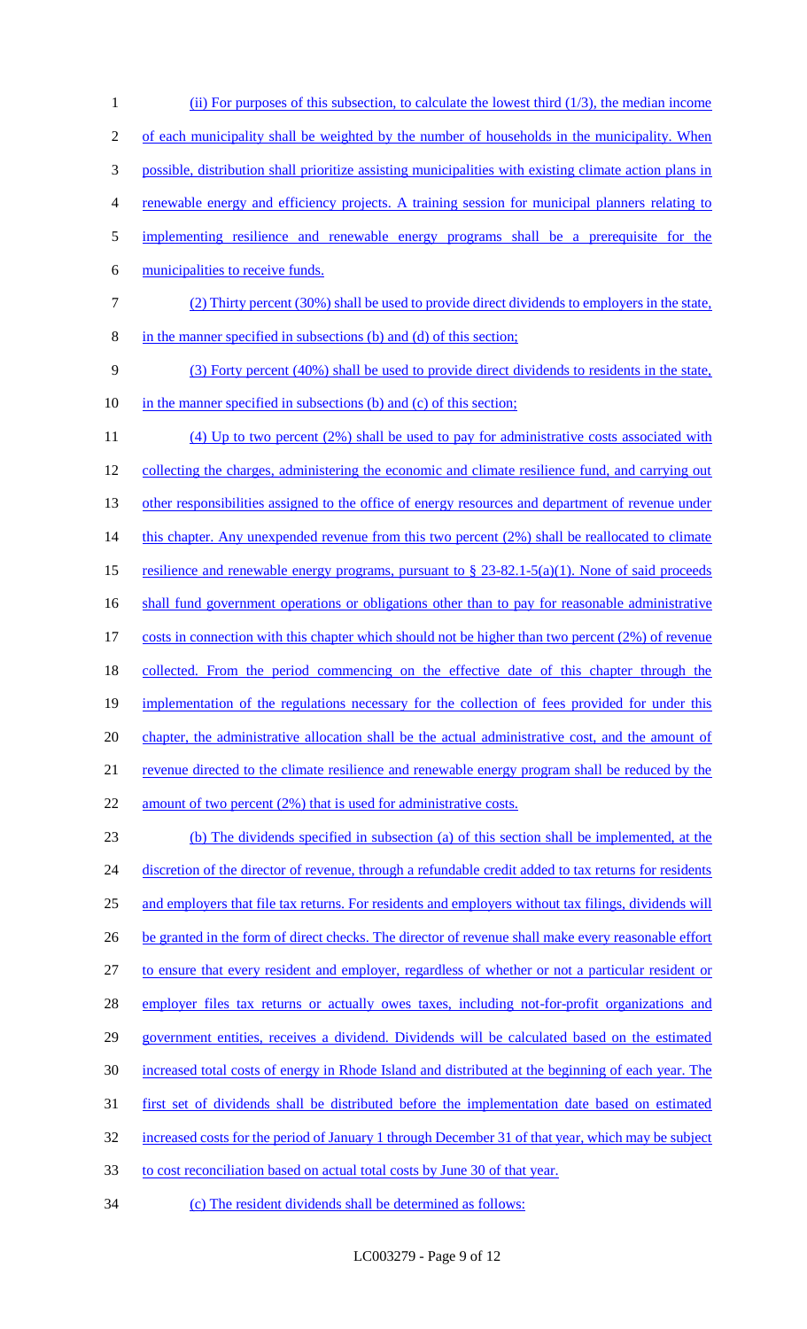(ii) For purposes of this subsection, to calculate the lowest third (1/3), the median income of each municipality shall be weighted by the number of households in the municipality. When possible, distribution shall prioritize assisting municipalities with existing climate action plans in renewable energy and efficiency projects. A training session for municipal planners relating to implementing resilience and renewable energy programs shall be a prerequisite for the municipalities to receive funds.

(2) Thirty percent (30%) shall be used to provide direct dividends to employers in the state, in the manner specified in subsections (b) and (d) of this section;

(3) Forty percent (40%) shall be used to provide direct dividends to residents in the state, in the manner specified in subsections (b) and (c) of this section;

(4) Up to two percent (2%) shall be used to pay for administrative costs associated with collecting the charges, administering the economic and climate resilience fund, and carrying out other responsibilities assigned to the office of energy resources and department of revenue under this chapter. Any unexpended revenue from this two percent (2%) shall be reallocated to climate resilience and renewable energy programs, pursuant to § 23-82.1-5(a)(1). None of said proceeds shall fund government operations or obligations other than to pay for reasonable administrative costs in connection with this chapter which should not be higher than two percent (2%) of revenue collected. From the period commencing on the effective date of this chapter through the implementation of the regulations necessary for the collection of fees provided for under this chapter, the administrative allocation shall be the actual administrative cost, and the amount of revenue directed to the climate resilience and renewable energy program shall be reduced by the amount of two percent (2%) that is used for administrative costs.

(b) The dividends specified in subsection (a) of this section shall be implemented, at the discretion of the director of revenue, through a refundable credit added to tax returns for residents and employers that file tax returns. For residents and employers without tax filings, dividends will be granted in the form of direct checks. The director of revenue shall make every reasonable effort to ensure that every resident and employer, regardless of whether or not a particular resident or employer files tax returns or actually owes taxes, including not-for-profit organizations and government entities, receives a dividend. Dividends will be calculated based on the estimated increased total costs of energy in Rhode Island and distributed at the beginning of each year. The first set of dividends shall be distributed before the implementation date based on estimated increased costs for the period of January 1 through December 31 of that year, which may be subject to cost reconciliation based on actual total costs by June 30 of that year.

(c) The resident dividends shall be determined as follows: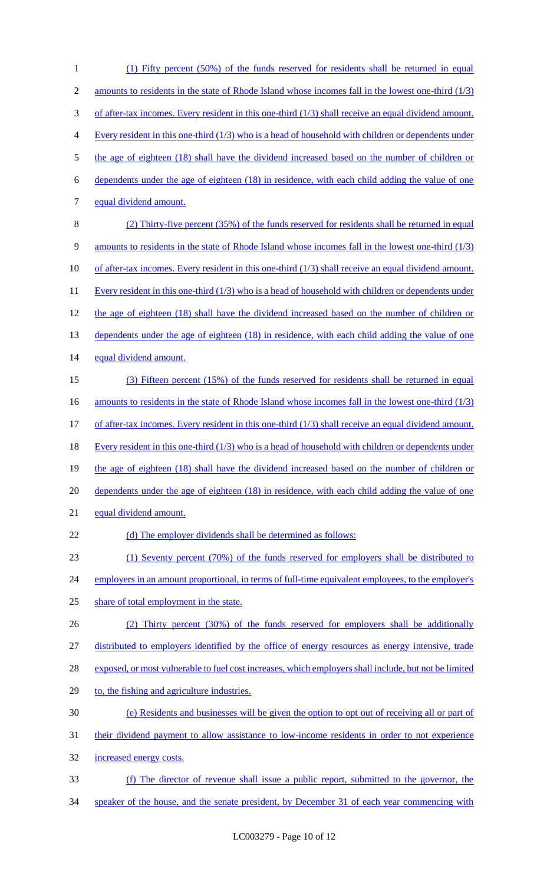(1) Fifty percent (50%) of the funds reserved for residents shall be returned in equal amounts to residents in the state of Rhode Island whose incomes fall in the lowest one-third (1/3) of after-tax incomes. Every resident in this one-third (1/3) shall receive an equal dividend amount. Every resident in this one-third (1/3) who is a head of household with children or dependents under the age of eighteen (18) shall have the dividend increased based on the number of children or dependents under the age of eighteen (18) in residence, with each child adding the value of one equal dividend amount.

(2) Thirty-five percent (35%) of the funds reserved for residents shall be returned in equal amounts to residents in the state of Rhode Island whose incomes fall in the lowest one-third (1/3) of after-tax incomes. Every resident in this one-third (1/3) shall receive an equal dividend amount. Every resident in this one-third (1/3) who is a head of household with children or dependents under the age of eighteen (18) shall have the dividend increased based on the number of children or dependents under the age of eighteen (18) in residence, with each child adding the value of one equal dividend amount.

(3) Fifteen percent (15%) of the funds reserved for residents shall be returned in equal amounts to residents in the state of Rhode Island whose incomes fall in the lowest one-third (1/3) of after-tax incomes. Every resident in this one-third (1/3) shall receive an equal dividend amount. Every resident in this one-third (1/3) who is a head of household with children or dependents under the age of eighteen (18) shall have the dividend increased based on the number of children or dependents under the age of eighteen (18) in residence, with each child adding the value of one equal dividend amount.

(d) The employer dividends shall be determined as follows:

(1) Seventy percent (70%) of the funds reserved for employers shall be distributed to employers in an amount proportional, in terms of full-time equivalent employees, to the employer's share of total employment in the state.

(2) Thirty percent (30%) of the funds reserved for employers shall be additionally distributed to employers identified by the office of energy resources as energy intensive, trade exposed, or most vulnerable to fuel cost increases, which employers shall include, but not be limited to, the fishing and agriculture industries.

(e) Residents and businesses will be given the option to opt out of receiving all or part of their dividend payment to allow assistance to low-income residents in order to not experience increased energy costs.

(f) The director of revenue shall issue a public report, submitted to the governor, the speaker of the house, and the senate president, by December 31 of each year commencing with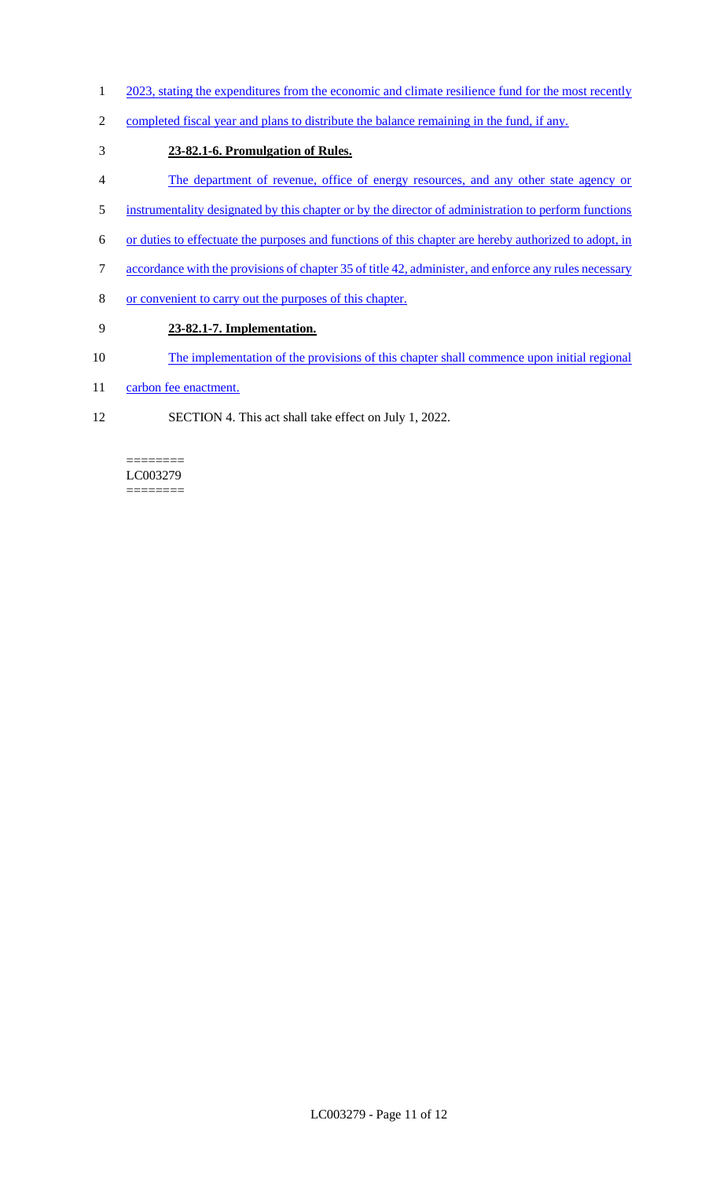2023, stating the expenditures from the economic and climate resilience fund for the most recently completed fiscal year and plans to distribute the balance remaining in the fund, if any.

**23-82.1-6. Promulgation of Rules.**

The department of revenue, office of energy resources, and any other state agency or instrumentality designated by this chapter or by the director of administration to perform functions or duties to effectuate the purposes and functions of this chapter are hereby authorized to adopt, in accordance with the provisions of chapter 35 of title 42, administer, and enforce any rules necessary or convenient to carry out the purposes of this chapter.

**23-82.1-7. Implementation.**

The implementation of the provisions of this chapter shall commence upon initial regional carbon fee enactment.

SECTION 4. This act shall take effect on July 1, 2022.

========
LC003279
========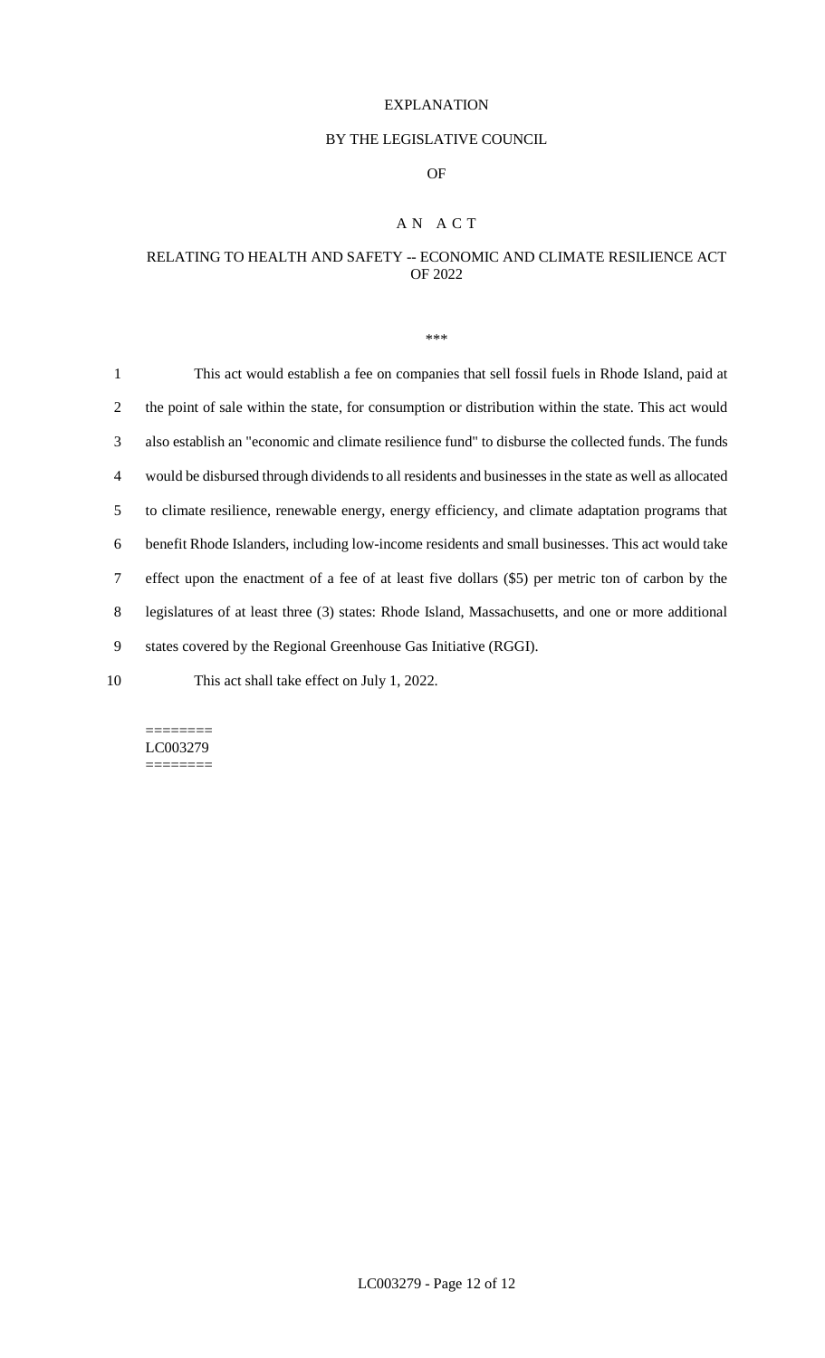EXPLANATION

BY THE LEGISLATIVE COUNCIL

OF

A N A C T

RELATING TO HEALTH AND SAFETY -- ECONOMIC AND CLIMATE RESILIENCE ACT OF 2022

\*\*\*

1 This act would establish a fee on companies that sell fossil fuels in Rhode Island, paid at
2 the point of sale within the state, for consumption or distribution within the state. This act would
3 also establish an "economic and climate resilience fund" to disburse the collected funds. The funds
4 would be disbursed through dividends to all residents and businesses in the state as well as allocated
5 to climate resilience, renewable energy, energy efficiency, and climate adaptation programs that
6 benefit Rhode Islanders, including low-income residents and small businesses. This act would take
7 effect upon the enactment of a fee of at least five dollars ($5) per metric ton of carbon by the
8 legislatures of at least three (3) states: Rhode Island, Massachusetts, and one or more additional
9 states covered by the Regional Greenhouse Gas Initiative (RGGI).

10 This act shall take effect on July 1, 2022.

========
LC003279
========